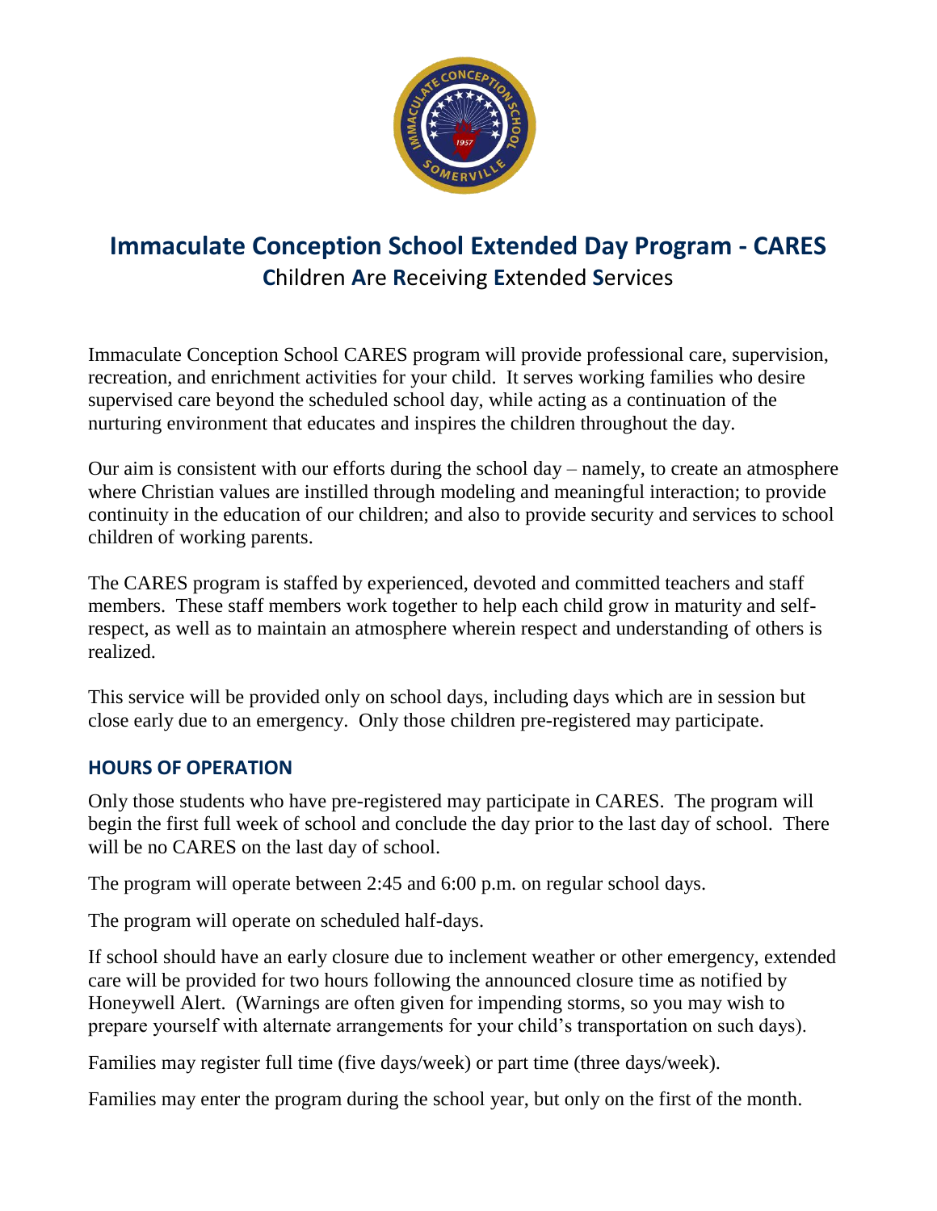# Immaculate Conception School Extended Day Program - CARES

**C**hildren **A**re **R**eceiving **E**xtended **S**ervices

Immaculate Conception School CARES program will provide professional care, supervision, recreation, and enrichment activities for your child. It serves working families who desire supervised care beyond the scheduled school day, while acting as a continuation of the nurturing environment that educates and inspires the children throughout the day.

Our aim is consistent with our efforts during the school day – namely, to create an atmosphere where Christian values are instilled through modeling and meaningful interaction; to provide continuity in the education of our children; and also to provide security and services to school children of working parents.

The CARES program is staffed by experienced, devoted and committed teachers and staff members. These staff members work together to help each child grow in maturity and self-respect, as well as to maintain an atmosphere wherein respect and understanding of others is realized.

This service will be provided only on school days, including days which are in session but close early due to an emergency. Only those children pre-registered may participate.

## HOURS OF OPERATION

Only those students who have pre-registered may participate in CARES. The program will begin the first full week of school and conclude the day prior to the last day of school. There will be no CARES on the last day of school.

The program will operate between 2:45 and 6:00 p.m. on regular school days.

The program will operate on scheduled half-days.

If school should have an early closure due to inclement weather or other emergency, extended care will be provided for two hours following the announced closure time as notified by Honeywell Alert. (Warnings are often given for impending storms, so you may wish to prepare yourself with alternate arrangements for your child's transportation on such days).

Families may register full time (five days/week) or part time (three days/week).

Families may enter the program during the school year, but only on the first of the month.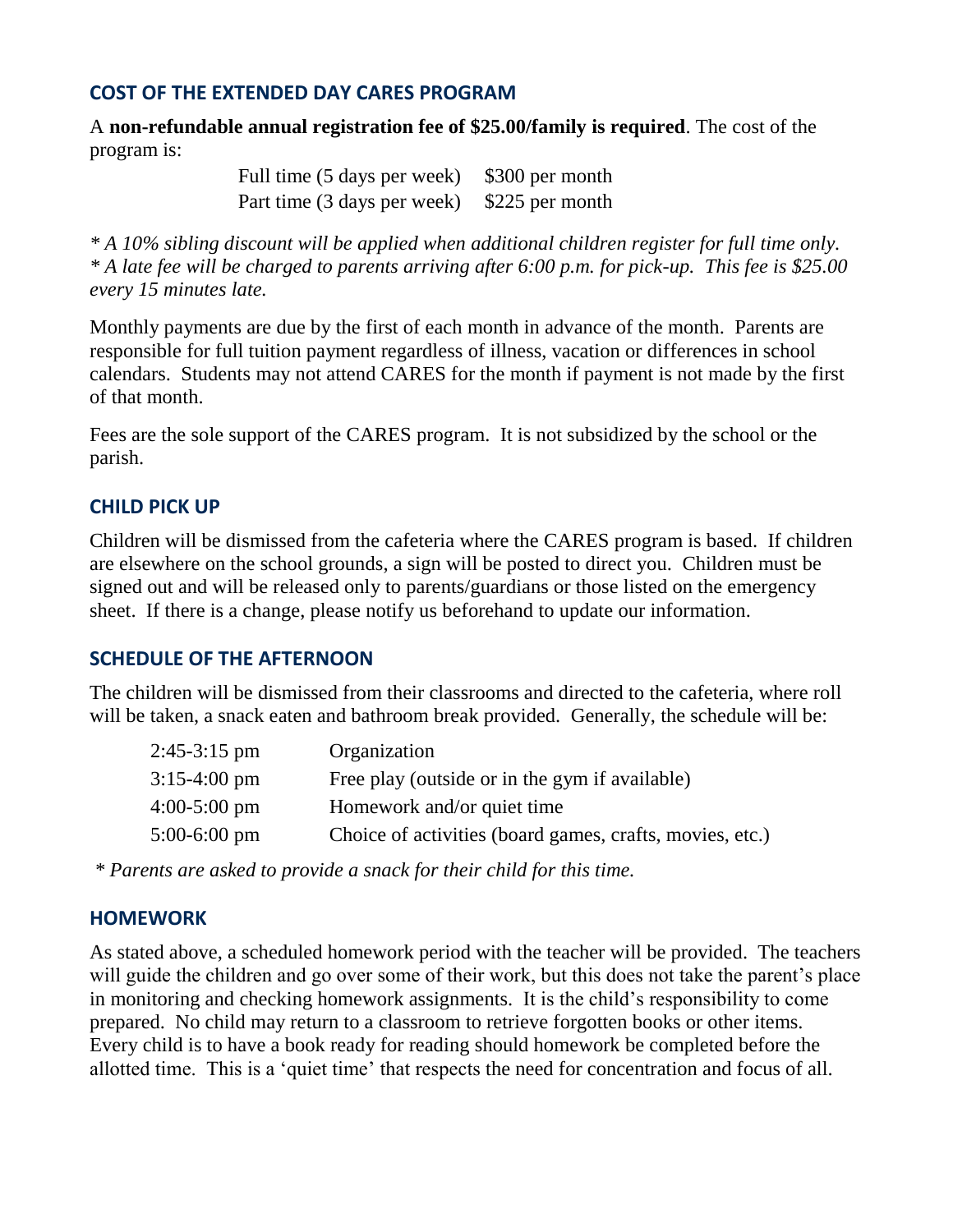## COST OF THE EXTENDED DAY CARES PROGRAM

A **non-refundable annual registration fee of $25.00/family is required**. The cost of the program is:

| | |
|---|---|
| Full time (5 days per week) | $300 per month |
| Part time (3 days per week) | $225 per month |

*\* A 10% sibling discount will be applied when additional children register for full time only.*
*\* A late fee will be charged to parents arriving after 6:00 p.m. for pick-up. This fee is $25.00 every 15 minutes late.*

Monthly payments are due by the first of each month in advance of the month. Parents are responsible for full tuition payment regardless of illness, vacation or differences in school calendars. Students may not attend CARES for the month if payment is not made by the first of that month.

Fees are the sole support of the CARES program. It is not subsidized by the school or the parish.

## CHILD PICK UP

Children will be dismissed from the cafeteria where the CARES program is based. If children are elsewhere on the school grounds, a sign will be posted to direct you. Children must be signed out and will be released only to parents/guardians or those listed on the emergency sheet. If there is a change, please notify us beforehand to update our information.

## SCHEDULE OF THE AFTERNOON

The children will be dismissed from their classrooms and directed to the cafeteria, where roll will be taken, a snack eaten and bathroom break provided. Generally, the schedule will be:

| | |
|---|---|
| 2:45-3:15 pm | Organization |
| 3:15-4:00 pm | Free play (outside or in the gym if available) |
| 4:00-5:00 pm | Homework and/or quiet time |
| 5:00-6:00 pm | Choice of activities (board games, crafts, movies, etc.) |

*\* Parents are asked to provide a snack for their child for this time.*

## HOMEWORK

As stated above, a scheduled homework period with the teacher will be provided. The teachers will guide the children and go over some of their work, but this does not take the parent's place in monitoring and checking homework assignments. It is the child's responsibility to come prepared. No child may return to a classroom to retrieve forgotten books or other items. Every child is to have a book ready for reading should homework be completed before the allotted time. This is a 'quiet time' that respects the need for concentration and focus of all.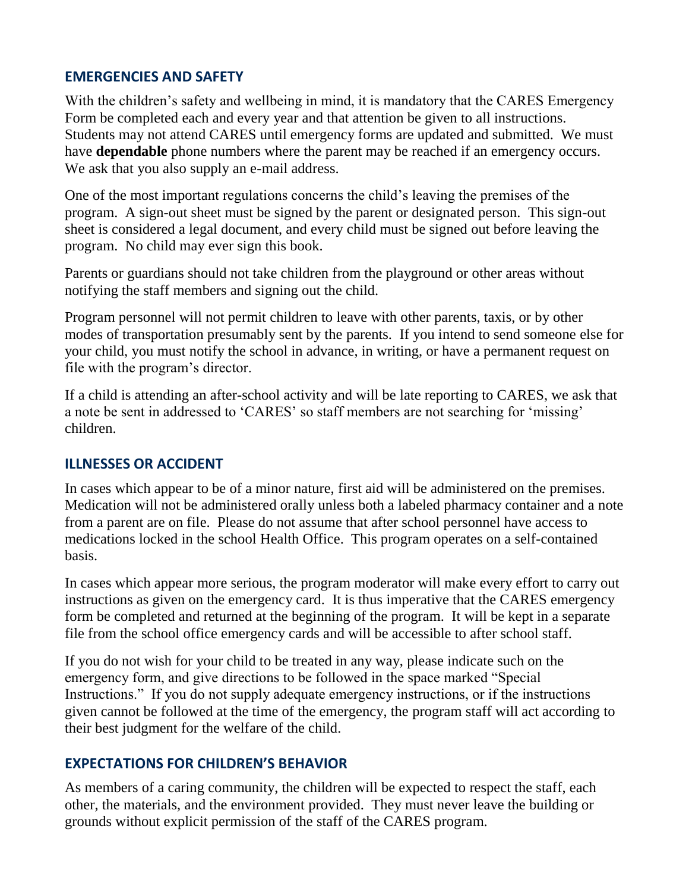## EMERGENCIES AND SAFETY

With the children's safety and wellbeing in mind, it is mandatory that the CARES Emergency Form be completed each and every year and that attention be given to all instructions. Students may not attend CARES until emergency forms are updated and submitted. We must have **dependable** phone numbers where the parent may be reached if an emergency occurs. We ask that you also supply an e-mail address.

One of the most important regulations concerns the child's leaving the premises of the program. A sign-out sheet must be signed by the parent or designated person. This sign-out sheet is considered a legal document, and every child must be signed out before leaving the program. No child may ever sign this book.

Parents or guardians should not take children from the playground or other areas without notifying the staff members and signing out the child.

Program personnel will not permit children to leave with other parents, taxis, or by other modes of transportation presumably sent by the parents. If you intend to send someone else for your child, you must notify the school in advance, in writing, or have a permanent request on file with the program's director.

If a child is attending an after-school activity and will be late reporting to CARES, we ask that a note be sent in addressed to 'CARES' so staff members are not searching for 'missing' children.

## ILLNESSES OR ACCIDENT

In cases which appear to be of a minor nature, first aid will be administered on the premises. Medication will not be administered orally unless both a labeled pharmacy container and a note from a parent are on file. Please do not assume that after school personnel have access to medications locked in the school Health Office. This program operates on a self-contained basis.

In cases which appear more serious, the program moderator will make every effort to carry out instructions as given on the emergency card. It is thus imperative that the CARES emergency form be completed and returned at the beginning of the program. It will be kept in a separate file from the school office emergency cards and will be accessible to after school staff.

If you do not wish for your child to be treated in any way, please indicate such on the emergency form, and give directions to be followed in the space marked "Special Instructions." If you do not supply adequate emergency instructions, or if the instructions given cannot be followed at the time of the emergency, the program staff will act according to their best judgment for the welfare of the child.

## EXPECTATIONS FOR CHILDREN'S BEHAVIOR

As members of a caring community, the children will be expected to respect the staff, each other, the materials, and the environment provided. They must never leave the building or grounds without explicit permission of the staff of the CARES program.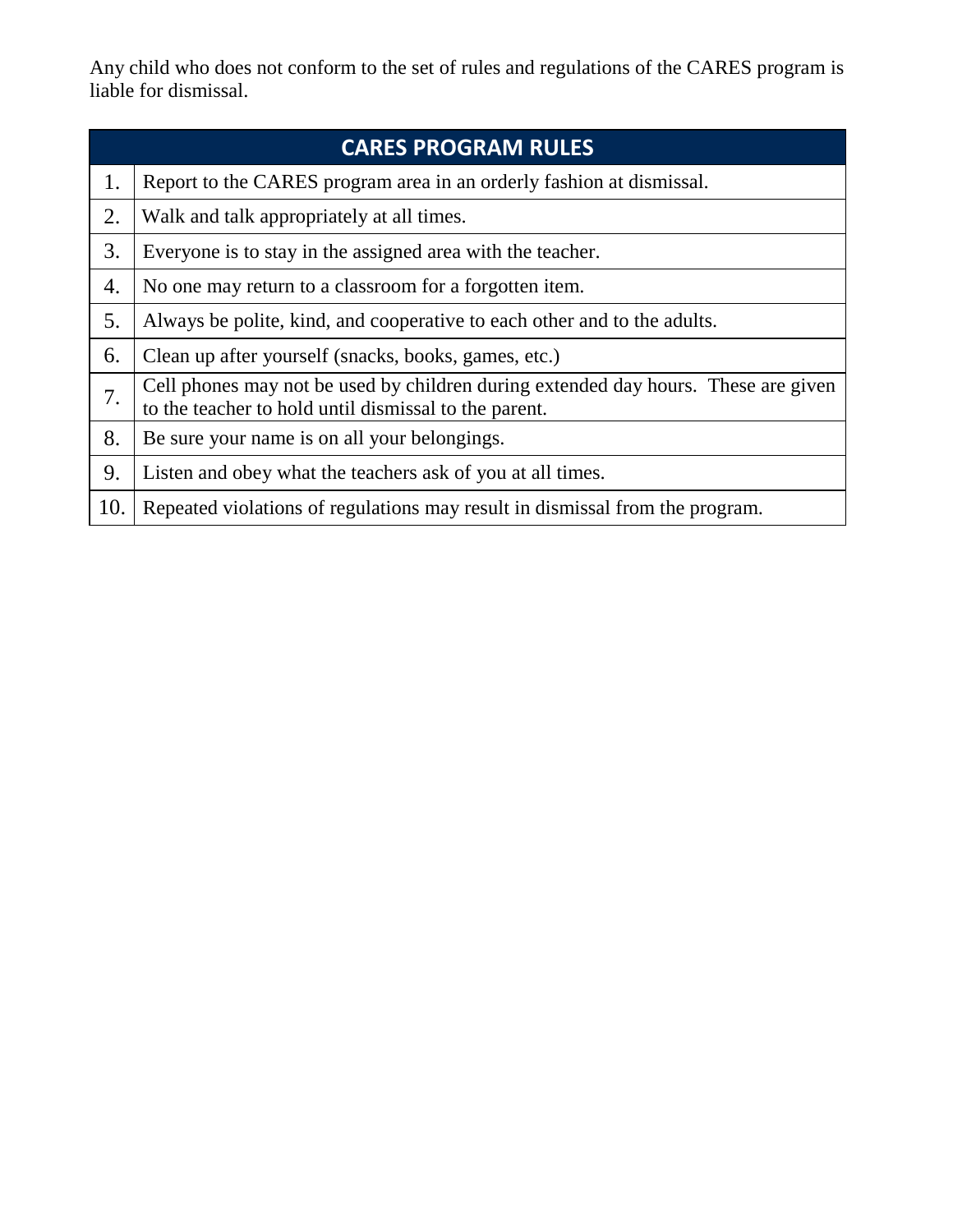Any child who does not conform to the set of rules and regulations of the CARES program is liable for dismissal.

| CARES PROGRAM RULES | |
|---|---|
| 1. | Report to the CARES program area in an orderly fashion at dismissal. |
| 2. | Walk and talk appropriately at all times. |
| 3. | Everyone is to stay in the assigned area with the teacher. |
| 4. | No one may return to a classroom for a forgotten item. |
| 5. | Always be polite, kind, and cooperative to each other and to the adults. |
| 6. | Clean up after yourself (snacks, books, games, etc.) |
| 7. | Cell phones may not be used by children during extended day hours. These are given to the teacher to hold until dismissal to the parent. |
| 8. | Be sure your name is on all your belongings. |
| 9. | Listen and obey what the teachers ask of you at all times. |
| 10. | Repeated violations of regulations may result in dismissal from the program. |